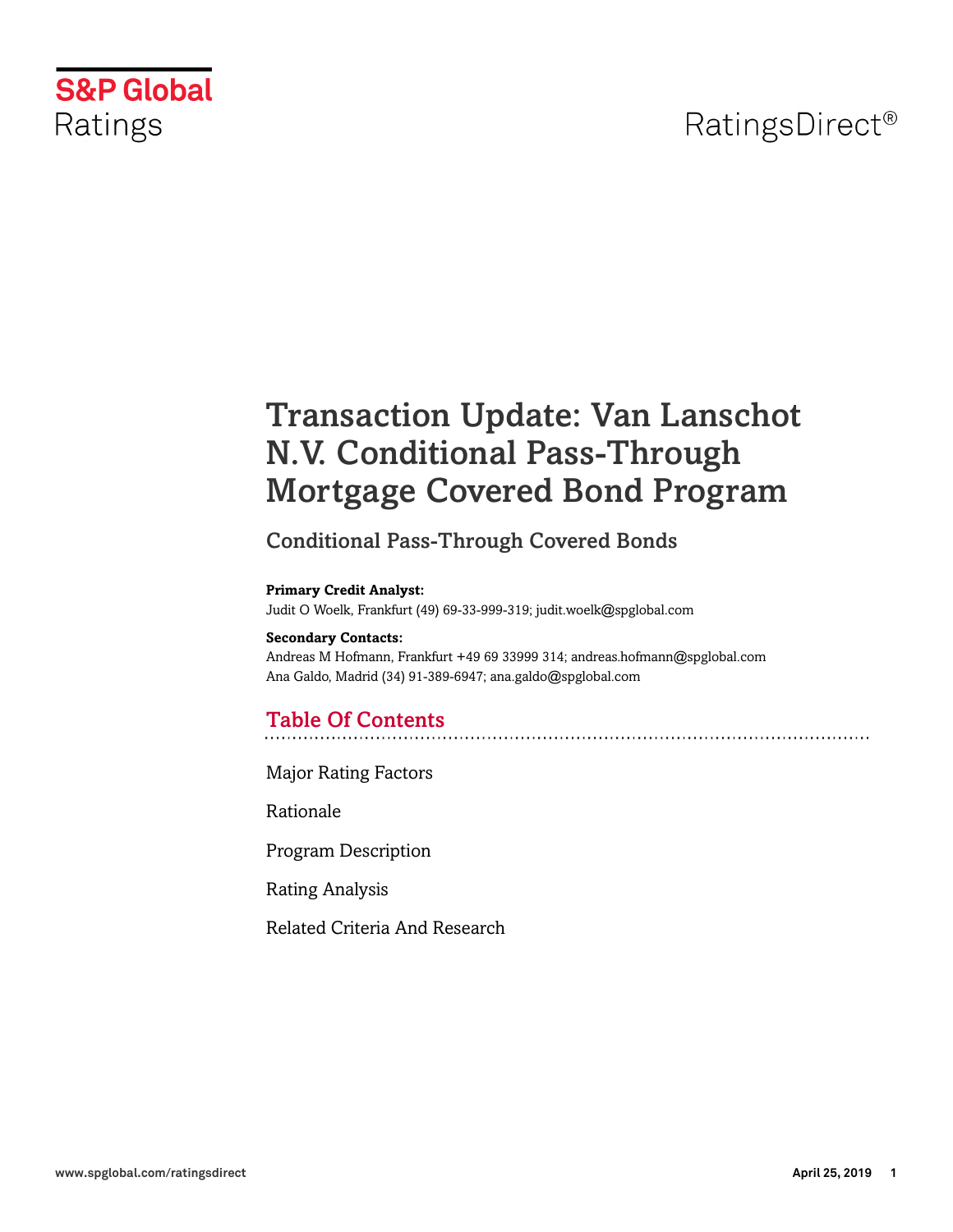S&P Global Ratings

RatingsDirect®

# Transaction Update: Van Lanschot N.V. Conditional Pass-Through Mortgage Covered Bond Program

## Conditional Pass-Through Covered Bonds

**Primary Credit Analyst:**
Judit O Woelk, Frankfurt (49) 69-33-999-319; judit.woelk@spglobal.com

**Secondary Contacts:**
Andreas M Hofmann, Frankfurt +49 69 33999 314; andreas.hofmann@spglobal.com
Ana Galdo, Madrid (34) 91-389-6947; ana.galdo@spglobal.com

## Table Of Contents

Major Rating Factors

Rationale

Program Description

Rating Analysis

Related Criteria And Research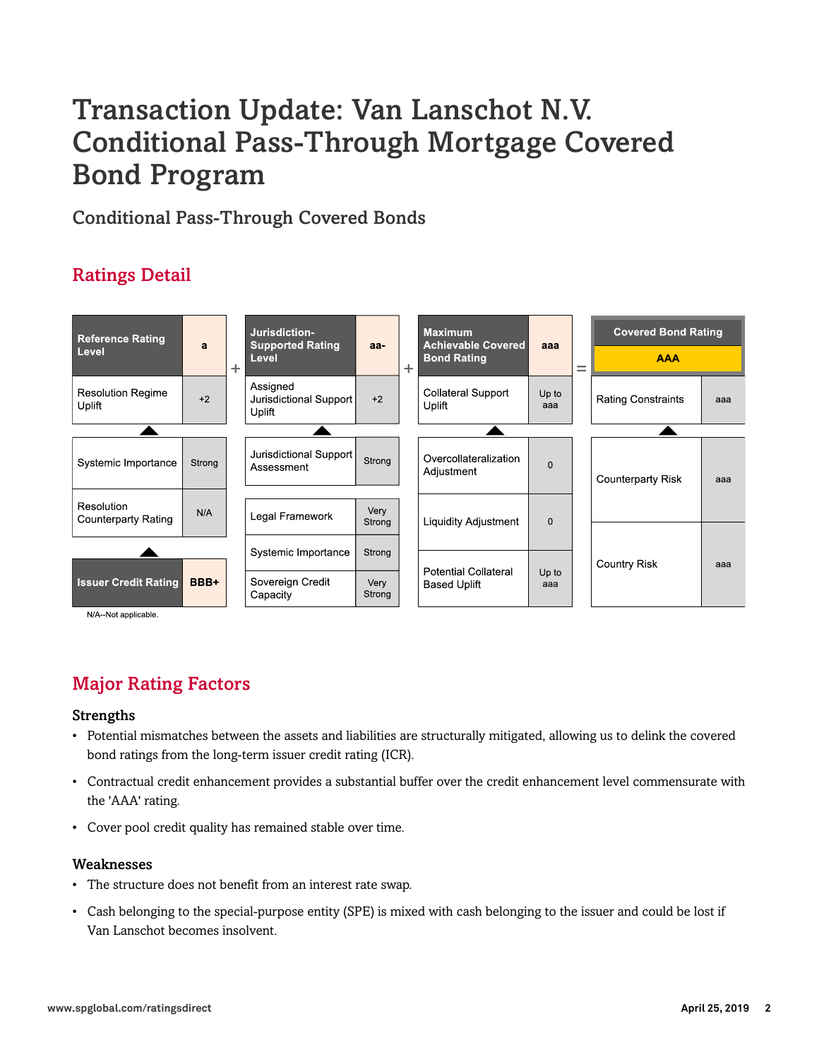# Transaction Update: Van Lanschot N.V. Conditional Pass-Through Mortgage Covered Bond Program

## Conditional Pass-Through Covered Bonds

## Ratings Detail

| Reference Rating Level | a |
|---|---|
| Resolution Regime Uplift | +2 |
| Systemic Importance | Strong |
| Resolution Counterparty Rating | N/A |
| Issuer Credit Rating | BBB+ |

+

| Jurisdiction-Supported Rating Level | aa- |
|---|---|
| Assigned Jurisdictional Support Uplift | +2 |
| Jurisdictional Support Assessment | Strong |
| Legal Framework | Very Strong |
| Systemic Importance | Strong |
| Sovereign Credit Capacity | Very Strong |

+

| Maximum Achievable Covered Bond Rating | aaa |
|---|---|
| Collateral Support Uplift | Up to aaa |
| Overcollateralization Adjustment | 0 |
| Liquidity Adjustment | 0 |
| Potential Collateral Based Uplift | Up to aaa |

=

| Covered Bond Rating | AAA |
|---|---|
| Rating Constraints | aaa |
| Counterparty Risk | aaa |
| Country Risk | aaa |

N/A--Not applicable.

## Major Rating Factors

### Strengths

- Potential mismatches between the assets and liabilities are structurally mitigated, allowing us to delink the covered bond ratings from the long-term issuer credit rating (ICR).
- Contractual credit enhancement provides a substantial buffer over the credit enhancement level commensurate with the 'AAA' rating.
- Cover pool credit quality has remained stable over time.

### Weaknesses

- The structure does not benefit from an interest rate swap.
- Cash belonging to the special-purpose entity (SPE) is mixed with cash belonging to the issuer and could be lost if Van Lanschot becomes insolvent.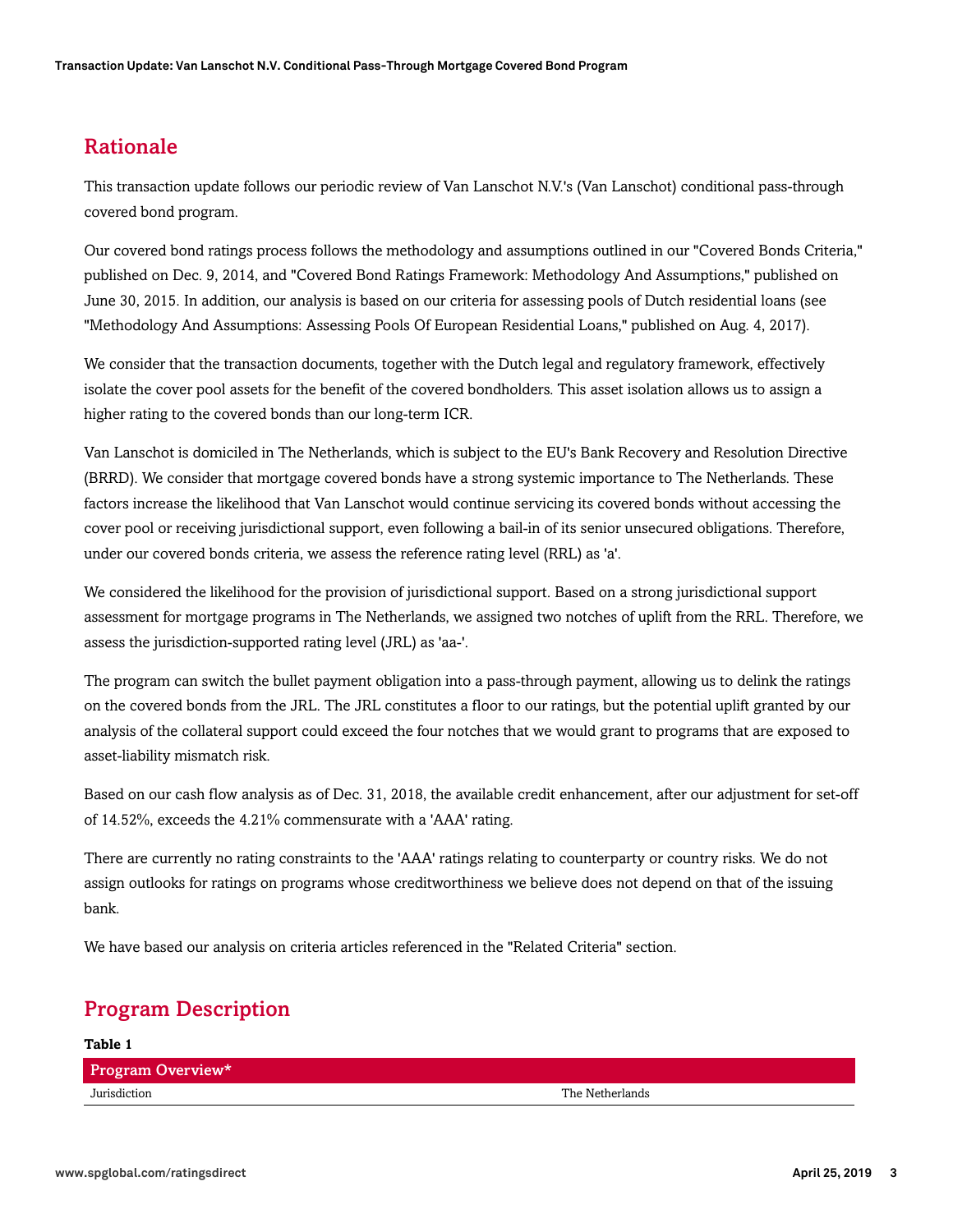## Rationale

This transaction update follows our periodic review of Van Lanschot N.V.'s (Van Lanschot) conditional pass-through covered bond program.

Our covered bond ratings process follows the methodology and assumptions outlined in our "Covered Bonds Criteria," published on Dec. 9, 2014, and "Covered Bond Ratings Framework: Methodology And Assumptions," published on June 30, 2015. In addition, our analysis is based on our criteria for assessing pools of Dutch residential loans (see "Methodology And Assumptions: Assessing Pools Of European Residential Loans," published on Aug. 4, 2017).

We consider that the transaction documents, together with the Dutch legal and regulatory framework, effectively isolate the cover pool assets for the benefit of the covered bondholders. This asset isolation allows us to assign a higher rating to the covered bonds than our long-term ICR.

Van Lanschot is domiciled in The Netherlands, which is subject to the EU's Bank Recovery and Resolution Directive (BRRD). We consider that mortgage covered bonds have a strong systemic importance to The Netherlands. These factors increase the likelihood that Van Lanschot would continue servicing its covered bonds without accessing the cover pool or receiving jurisdictional support, even following a bail-in of its senior unsecured obligations. Therefore, under our covered bonds criteria, we assess the reference rating level (RRL) as 'a'.

We considered the likelihood for the provision of jurisdictional support. Based on a strong jurisdictional support assessment for mortgage programs in The Netherlands, we assigned two notches of uplift from the RRL. Therefore, we assess the jurisdiction-supported rating level (JRL) as 'aa-'.

The program can switch the bullet payment obligation into a pass-through payment, allowing us to delink the ratings on the covered bonds from the JRL. The JRL constitutes a floor to our ratings, but the potential uplift granted by our analysis of the collateral support could exceed the four notches that we would grant to programs that are exposed to asset-liability mismatch risk.

Based on our cash flow analysis as of Dec. 31, 2018, the available credit enhancement, after our adjustment for set-off of 14.52%, exceeds the 4.21% commensurate with a 'AAA' rating.

There are currently no rating constraints to the 'AAA' ratings relating to counterparty or country risks. We do not assign outlooks for ratings on programs whose creditworthiness we believe does not depend on that of the issuing bank.

We have based our analysis on criteria articles referenced in the "Related Criteria" section.

## Program Description

**Table 1**

| Program Overview* | |
|---|---|
| Jurisdiction | The Netherlands |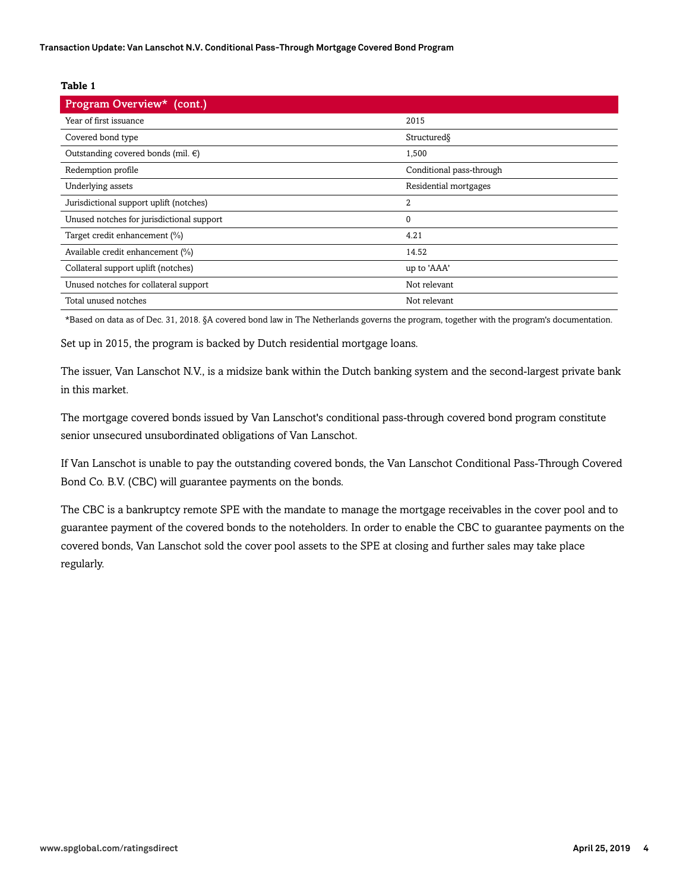**Table 1**

| Program Overview* (cont.) | |
|---|---|
| Year of first issuance | 2015 |
| Covered bond type | Structured§ |
| Outstanding covered bonds (mil. €) | 1,500 |
| Redemption profile | Conditional pass-through |
| Underlying assets | Residential mortgages |
| Jurisdictional support uplift (notches) | 2 |
| Unused notches for jurisdictional support | 0 |
| Target credit enhancement (%) | 4.21 |
| Available credit enhancement (%) | 14.52 |
| Collateral support uplift (notches) | up to 'AAA' |
| Unused notches for collateral support | Not relevant |
| Total unused notches | Not relevant |

*Based on data as of Dec. 31, 2018. §A covered bond law in The Netherlands governs the program, together with the program's documentation.

Set up in 2015, the program is backed by Dutch residential mortgage loans.

The issuer, Van Lanschot N.V., is a midsize bank within the Dutch banking system and the second-largest private bank in this market.

The mortgage covered bonds issued by Van Lanschot's conditional pass-through covered bond program constitute senior unsecured unsubordinated obligations of Van Lanschot.

If Van Lanschot is unable to pay the outstanding covered bonds, the Van Lanschot Conditional Pass-Through Covered Bond Co. B.V. (CBC) will guarantee payments on the bonds.

The CBC is a bankruptcy remote SPE with the mandate to manage the mortgage receivables in the cover pool and to guarantee payment of the covered bonds to the noteholders. In order to enable the CBC to guarantee payments on the covered bonds, Van Lanschot sold the cover pool assets to the SPE at closing and further sales may take place regularly.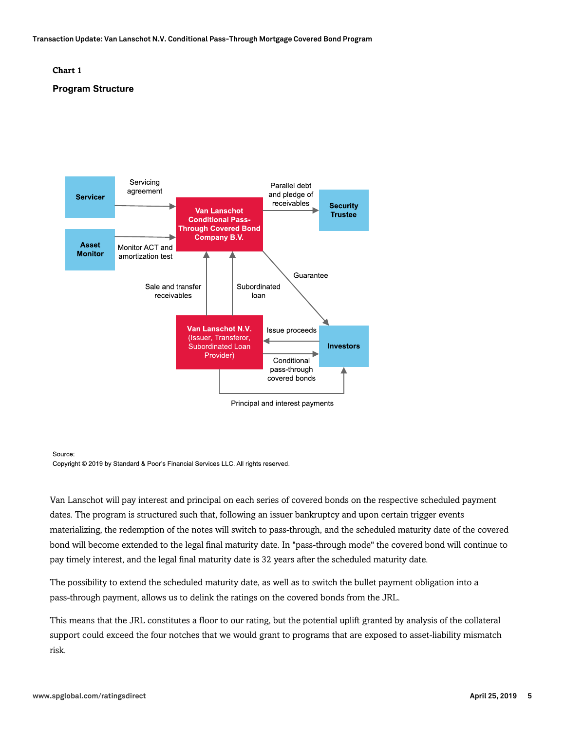**Chart 1**

**Program Structure**

Source:
Copyright © 2019 by Standard & Poor's Financial Services LLC. All rights reserved.

Van Lanschot will pay interest and principal on each series of covered bonds on the respective scheduled payment dates. The program is structured such that, following an issuer bankruptcy and upon certain trigger events materializing, the redemption of the notes will switch to pass-through, and the scheduled maturity date of the covered bond will become extended to the legal final maturity date. In "pass-through mode" the covered bond will continue to pay timely interest, and the legal final maturity date is 32 years after the scheduled maturity date.

The possibility to extend the scheduled maturity date, as well as to switch the bullet payment obligation into a pass-through payment, allows us to delink the ratings on the covered bonds from the JRL.

This means that the JRL constitutes a floor to our rating, but the potential uplift granted by analysis of the collateral support could exceed the four notches that we would grant to programs that are exposed to asset-liability mismatch risk.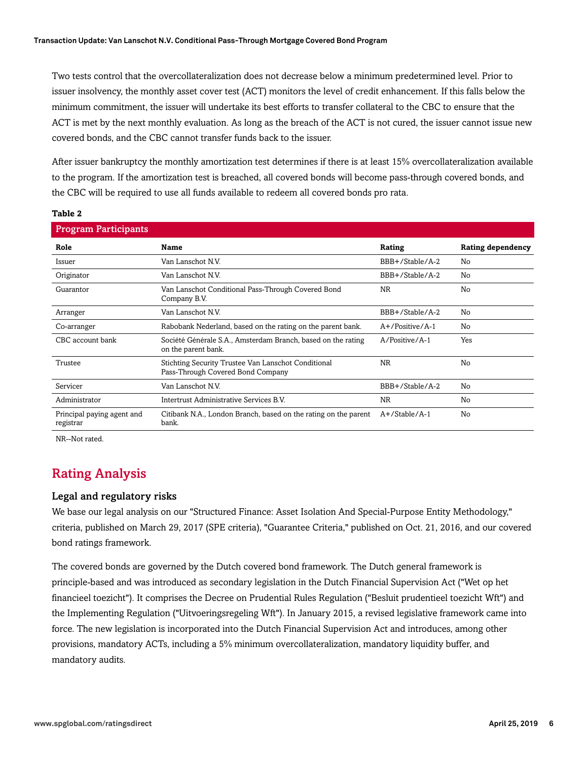Two tests control that the overcollateralization does not decrease below a minimum predetermined level. Prior to issuer insolvency, the monthly asset cover test (ACT) monitors the level of credit enhancement. If this falls below the minimum commitment, the issuer will undertake its best efforts to transfer collateral to the CBC to ensure that the ACT is met by the next monthly evaluation. As long as the breach of the ACT is not cured, the issuer cannot issue new covered bonds, and the CBC cannot transfer funds back to the issuer.

After issuer bankruptcy the monthly amortization test determines if there is at least 15% overcollateralization available to the program. If the amortization test is breached, all covered bonds will become pass-through covered bonds, and the CBC will be required to use all funds available to redeem all covered bonds pro rata.

**Table 2**

**Program Participants**

| Role | Name | Rating | Rating dependency |
|---|---|---|---|
| Issuer | Van Lanschot N.V. | BBB+/Stable/A-2 | No |
| Originator | Van Lanschot N.V. | BBB+/Stable/A-2 | No |
| Guarantor | Van Lanschot Conditional Pass-Through Covered Bond Company B.V. | NR | No |
| Arranger | Van Lanschot N.V. | BBB+/Stable/A-2 | No |
| Co-arranger | Rabobank Nederland, based on the rating on the parent bank. | A+/Positive/A-1 | No |
| CBC account bank | Société Générale S.A., Amsterdam Branch, based on the rating on the parent bank. | A/Positive/A-1 | Yes |
| Trustee | Stichting Security Trustee Van Lanschot Conditional Pass-Through Covered Bond Company | NR | No |
| Servicer | Van Lanschot N.V. | BBB+/Stable/A-2 | No |
| Administrator | Intertrust Administrative Services B.V. | NR | No |
| Principal paying agent and registrar | Citibank N.A., London Branch, based on the rating on the parent bank. | A+/Stable/A-1 | No |

NR--Not rated.

## Rating Analysis

### Legal and regulatory risks

We base our legal analysis on our "Structured Finance: Asset Isolation And Special-Purpose Entity Methodology," criteria, published on March 29, 2017 (SPE criteria), "Guarantee Criteria," published on Oct. 21, 2016, and our covered bond ratings framework.

The covered bonds are governed by the Dutch covered bond framework. The Dutch general framework is principle-based and was introduced as secondary legislation in the Dutch Financial Supervision Act ("Wet op het financieel toezicht"). It comprises the Decree on Prudential Rules Regulation ("Besluit prudentieel toezicht Wft") and the Implementing Regulation ("Uitvoeringsregeling Wft"). In January 2015, a revised legislative framework came into force. The new legislation is incorporated into the Dutch Financial Supervision Act and introduces, among other provisions, mandatory ACTs, including a 5% minimum overcollateralization, mandatory liquidity buffer, and mandatory audits.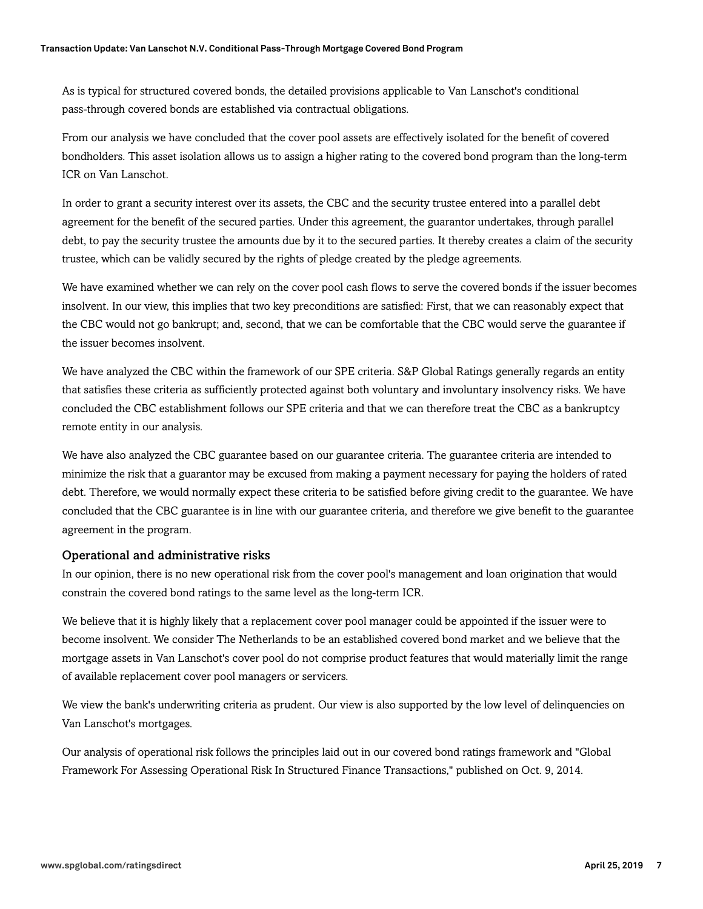As is typical for structured covered bonds, the detailed provisions applicable to Van Lanschot's conditional pass-through covered bonds are established via contractual obligations.

From our analysis we have concluded that the cover pool assets are effectively isolated for the benefit of covered bondholders. This asset isolation allows us to assign a higher rating to the covered bond program than the long-term ICR on Van Lanschot.

In order to grant a security interest over its assets, the CBC and the security trustee entered into a parallel debt agreement for the benefit of the secured parties. Under this agreement, the guarantor undertakes, through parallel debt, to pay the security trustee the amounts due by it to the secured parties. It thereby creates a claim of the security trustee, which can be validly secured by the rights of pledge created by the pledge agreements.

We have examined whether we can rely on the cover pool cash flows to serve the covered bonds if the issuer becomes insolvent. In our view, this implies that two key preconditions are satisfied: First, that we can reasonably expect that the CBC would not go bankrupt; and, second, that we can be comfortable that the CBC would serve the guarantee if the issuer becomes insolvent.

We have analyzed the CBC within the framework of our SPE criteria. S&P Global Ratings generally regards an entity that satisfies these criteria as sufficiently protected against both voluntary and involuntary insolvency risks. We have concluded the CBC establishment follows our SPE criteria and that we can therefore treat the CBC as a bankruptcy remote entity in our analysis.

We have also analyzed the CBC guarantee based on our guarantee criteria. The guarantee criteria are intended to minimize the risk that a guarantor may be excused from making a payment necessary for paying the holders of rated debt. Therefore, we would normally expect these criteria to be satisfied before giving credit to the guarantee. We have concluded that the CBC guarantee is in line with our guarantee criteria, and therefore we give benefit to the guarantee agreement in the program.

### Operational and administrative risks

In our opinion, there is no new operational risk from the cover pool's management and loan origination that would constrain the covered bond ratings to the same level as the long-term ICR.

We believe that it is highly likely that a replacement cover pool manager could be appointed if the issuer were to become insolvent. We consider The Netherlands to be an established covered bond market and we believe that the mortgage assets in Van Lanschot's cover pool do not comprise product features that would materially limit the range of available replacement cover pool managers or servicers.

We view the bank's underwriting criteria as prudent. Our view is also supported by the low level of delinquencies on Van Lanschot's mortgages.

Our analysis of operational risk follows the principles laid out in our covered bond ratings framework and "Global Framework For Assessing Operational Risk In Structured Finance Transactions," published on Oct. 9, 2014.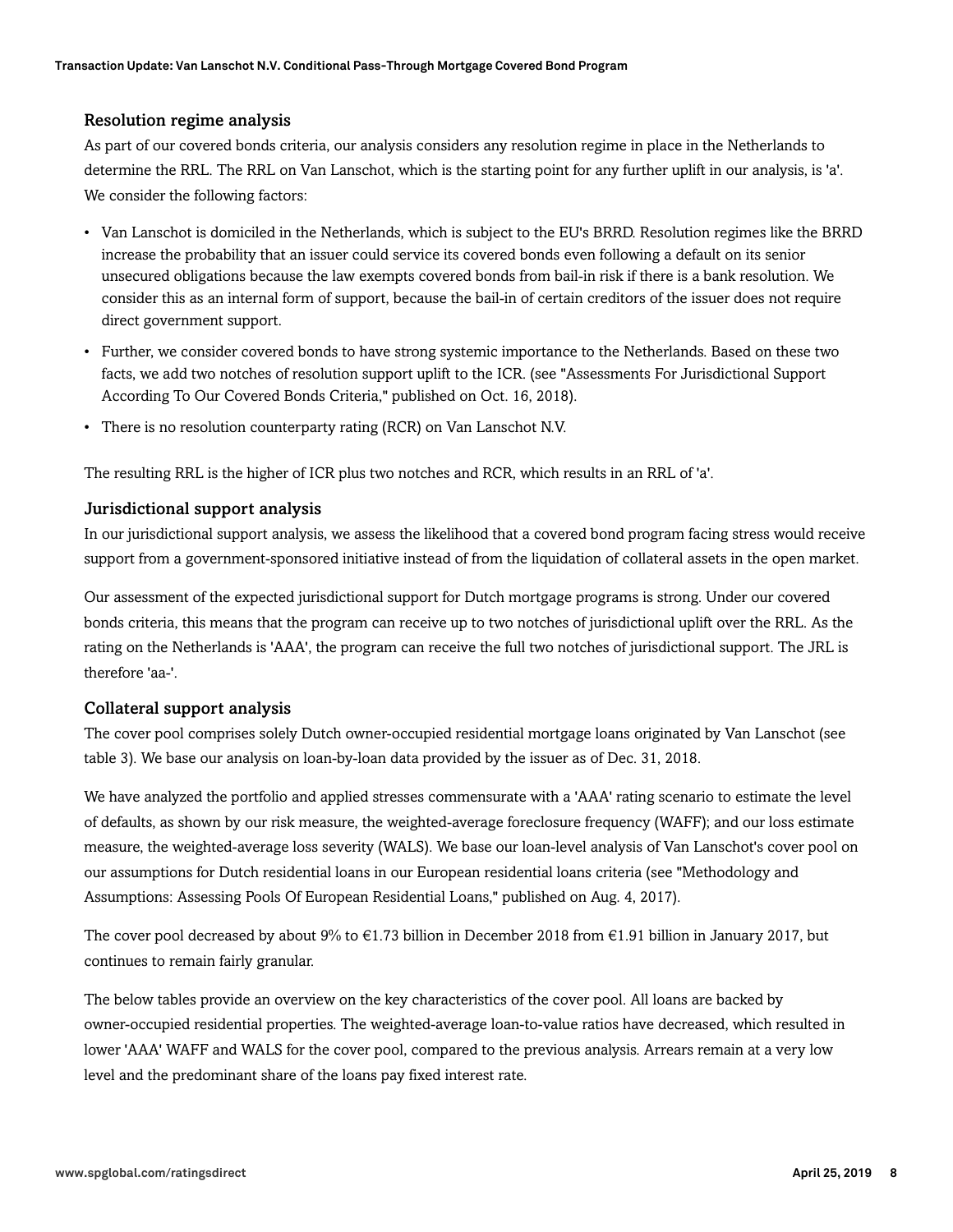### Resolution regime analysis

As part of our covered bonds criteria, our analysis considers any resolution regime in place in the Netherlands to determine the RRL. The RRL on Van Lanschot, which is the starting point for any further uplift in our analysis, is 'a'. We consider the following factors:

- Van Lanschot is domiciled in the Netherlands, which is subject to the EU's BRRD. Resolution regimes like the BRRD increase the probability that an issuer could service its covered bonds even following a default on its senior unsecured obligations because the law exempts covered bonds from bail-in risk if there is a bank resolution. We consider this as an internal form of support, because the bail-in of certain creditors of the issuer does not require direct government support.
- Further, we consider covered bonds to have strong systemic importance to the Netherlands. Based on these two facts, we add two notches of resolution support uplift to the ICR. (see "Assessments For Jurisdictional Support According To Our Covered Bonds Criteria," published on Oct. 16, 2018).
- There is no resolution counterparty rating (RCR) on Van Lanschot N.V.

The resulting RRL is the higher of ICR plus two notches and RCR, which results in an RRL of 'a'.

### Jurisdictional support analysis

In our jurisdictional support analysis, we assess the likelihood that a covered bond program facing stress would receive support from a government-sponsored initiative instead of from the liquidation of collateral assets in the open market.

Our assessment of the expected jurisdictional support for Dutch mortgage programs is strong. Under our covered bonds criteria, this means that the program can receive up to two notches of jurisdictional uplift over the RRL. As the rating on the Netherlands is 'AAA', the program can receive the full two notches of jurisdictional support. The JRL is therefore 'aa-'.

### Collateral support analysis

The cover pool comprises solely Dutch owner-occupied residential mortgage loans originated by Van Lanschot (see table 3). We base our analysis on loan-by-loan data provided by the issuer as of Dec. 31, 2018.

We have analyzed the portfolio and applied stresses commensurate with a 'AAA' rating scenario to estimate the level of defaults, as shown by our risk measure, the weighted-average foreclosure frequency (WAFF); and our loss estimate measure, the weighted-average loss severity (WALS). We base our loan-level analysis of Van Lanschot's cover pool on our assumptions for Dutch residential loans in our European residential loans criteria (see "Methodology and Assumptions: Assessing Pools Of European Residential Loans," published on Aug. 4, 2017).

The cover pool decreased by about 9% to €1.73 billion in December 2018 from €1.91 billion in January 2017, but continues to remain fairly granular.

The below tables provide an overview on the key characteristics of the cover pool. All loans are backed by owner-occupied residential properties. The weighted-average loan-to-value ratios have decreased, which resulted in lower 'AAA' WAFF and WALS for the cover pool, compared to the previous analysis. Arrears remain at a very low level and the predominant share of the loans pay fixed interest rate.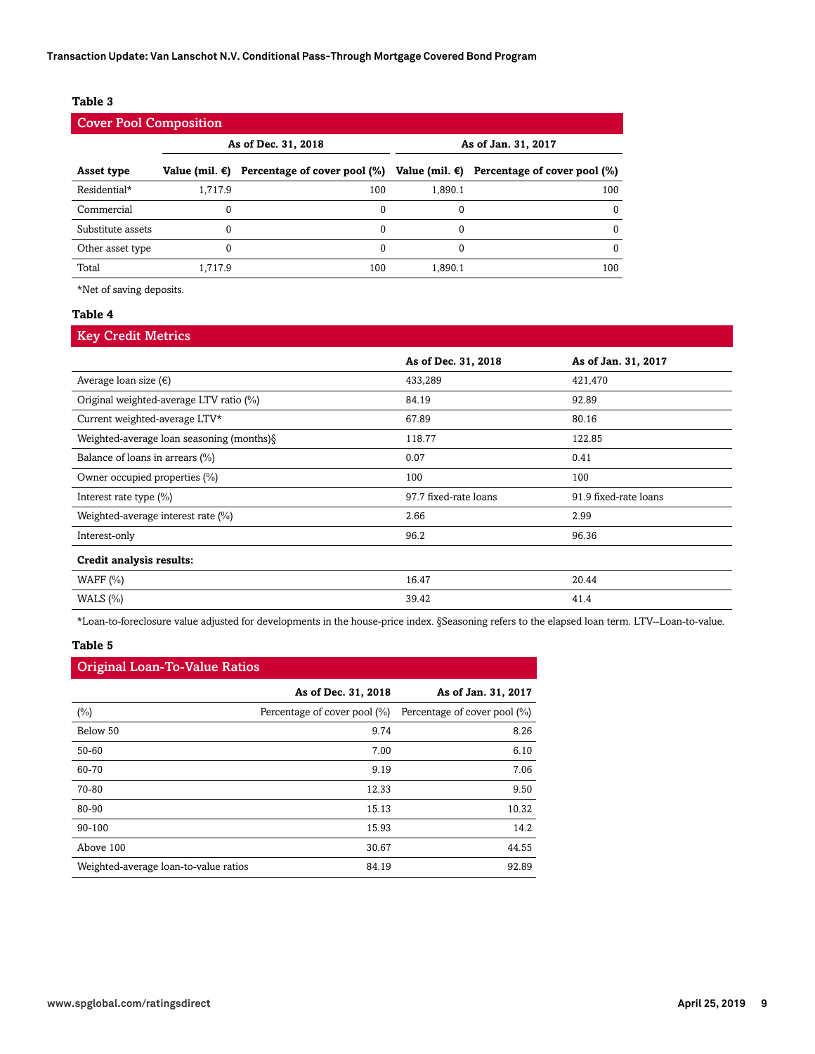### Table 3

| Cover Pool Composition | | | | |
|---|---|---|---|---|
| | As of Dec. 31, 2018 | | As of Jan. 31, 2017 | |
| Asset type | Value (mil. €) | Percentage of cover pool (%) | Value (mil. €) | Percentage of cover pool (%) |
| Residential* | 1,717.9 | 100 | 1,890.1 | 100 |
| Commercial | 0 | 0 | 0 | 0 |
| Substitute assets | 0 | 0 | 0 | 0 |
| Other asset type | 0 | 0 | 0 | 0 |
| Total | 1,717.9 | 100 | 1,890.1 | 100 |

*Net of saving deposits.

### Table 4

| Key Credit Metrics | | |
|---|---|---|
| | As of Dec. 31, 2018 | As of Jan. 31, 2017 |
| Average loan size (€) | 433,289 | 421,470 |
| Original weighted-average LTV ratio (%) | 84.19 | 92.89 |
| Current weighted-average LTV* | 67.89 | 80.16 |
| Weighted-average loan seasoning (months)§ | 118.77 | 122.85 |
| Balance of loans in arrears (%) | 0.07 | 0.41 |
| Owner occupied properties (%) | 100 | 100 |
| Interest rate type (%) | 97.7 fixed-rate loans | 91.9 fixed-rate loans |
| Weighted-average interest rate (%) | 2.66 | 2.99 |
| Interest-only | 96.2 | 96.36 |
| **Credit analysis results:** | | |
| WAFF (%) | 16.47 | 20.44 |
| WALS (%) | 39.42 | 41.4 |

*Loan-to-foreclosure value adjusted for developments in the house-price index. §Seasoning refers to the elapsed loan term. LTV--Loan-to-value.

### Table 5

| Original Loan-To-Value Ratios | | |
|---|---|---|
| | As of Dec. 31, 2018 | As of Jan. 31, 2017 |
| (%) | Percentage of cover pool (%) | Percentage of cover pool (%) |
| Below 50 | 9.74 | 8.26 |
| 50-60 | 7.00 | 6.10 |
| 60-70 | 9.19 | 7.06 |
| 70-80 | 12.33 | 9.50 |
| 80-90 | 15.13 | 10.32 |
| 90-100 | 15.93 | 14.2 |
| Above 100 | 30.67 | 44.55 |
| Weighted-average loan-to-value ratios | 84.19 | 92.89 |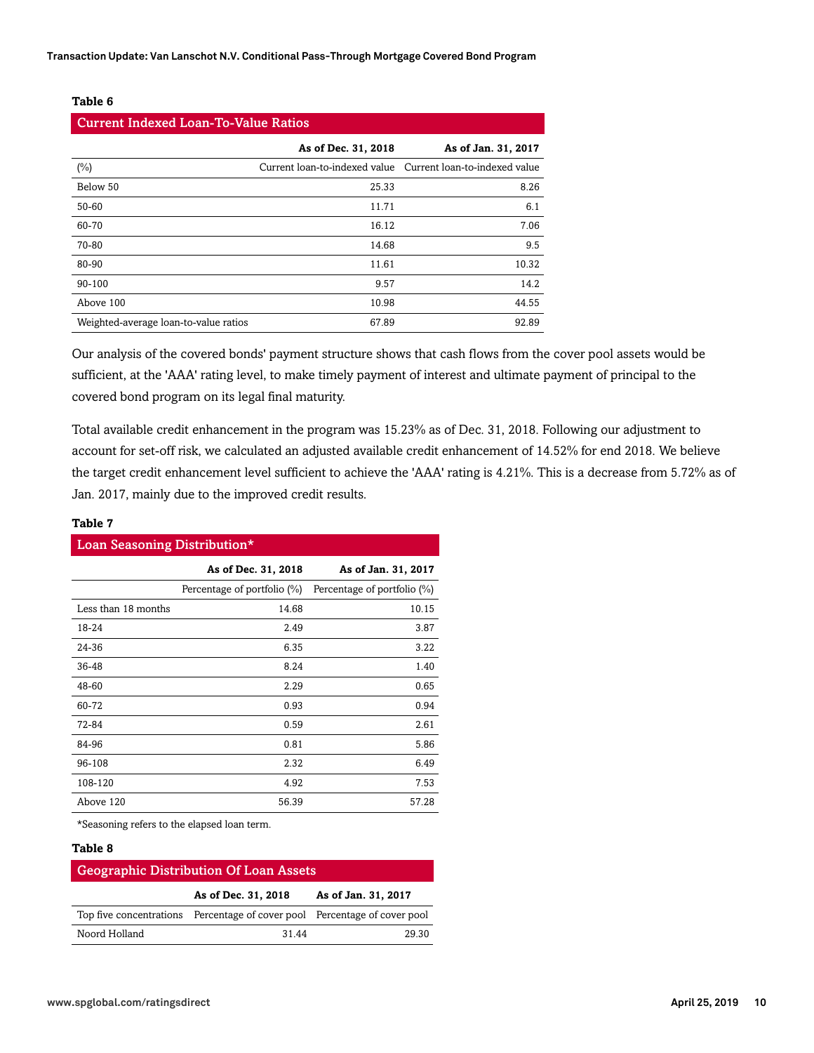**Table 6**

| Current Indexed Loan-To-Value Ratios | | |
|---|---|---|
| | As of Dec. 31, 2018 | As of Jan. 31, 2017 |
| (%) | Current loan-to-indexed value | Current loan-to-indexed value |
| Below 50 | 25.33 | 8.26 |
| 50-60 | 11.71 | 6.1 |
| 60-70 | 16.12 | 7.06 |
| 70-80 | 14.68 | 9.5 |
| 80-90 | 11.61 | 10.32 |
| 90-100 | 9.57 | 14.2 |
| Above 100 | 10.98 | 44.55 |
| Weighted-average loan-to-value ratios | 67.89 | 92.89 |

Our analysis of the covered bonds' payment structure shows that cash flows from the cover pool assets would be sufficient, at the 'AAA' rating level, to make timely payment of interest and ultimate payment of principal to the covered bond program on its legal final maturity.

Total available credit enhancement in the program was 15.23% as of Dec. 31, 2018. Following our adjustment to account for set-off risk, we calculated an adjusted available credit enhancement of 14.52% for end 2018. We believe the target credit enhancement level sufficient to achieve the 'AAA' rating is 4.21%. This is a decrease from 5.72% as of Jan. 2017, mainly due to the improved credit results.

**Table 7**

| Loan Seasoning Distribution* | | |
|---|---|---|
| | As of Dec. 31, 2018 | As of Jan. 31, 2017 |
| | Percentage of portfolio (%) | Percentage of portfolio (%) |
| Less than 18 months | 14.68 | 10.15 |
| 18-24 | 2.49 | 3.87 |
| 24-36 | 6.35 | 3.22 |
| 36-48 | 8.24 | 1.40 |
| 48-60 | 2.29 | 0.65 |
| 60-72 | 0.93 | 0.94 |
| 72-84 | 0.59 | 2.61 |
| 84-96 | 0.81 | 5.86 |
| 96-108 | 2.32 | 6.49 |
| 108-120 | 4.92 | 7.53 |
| Above 120 | 56.39 | 57.28 |

*Seasoning refers to the elapsed loan term.

**Table 8**

| Geographic Distribution Of Loan Assets | | |
|---|---|---|
| | As of Dec. 31, 2018 | As of Jan. 31, 2017 |
| Top five concentrations | Percentage of cover pool | Percentage of cover pool |
| Noord Holland | 31.44 | 29.30 |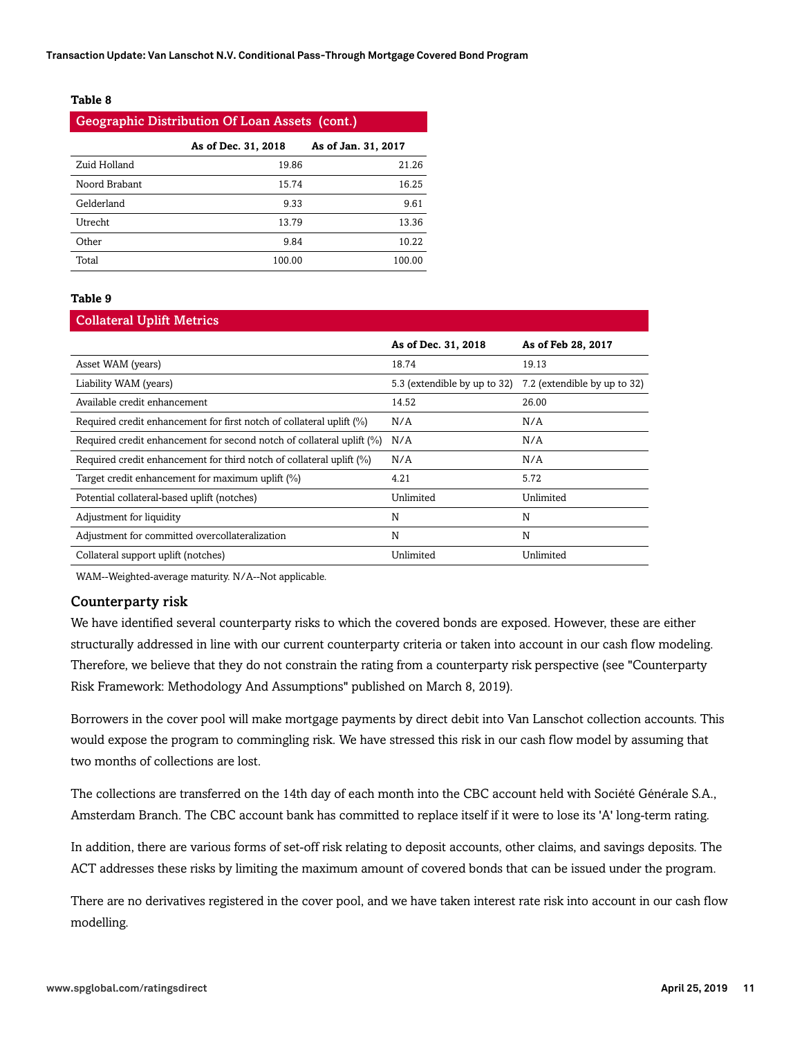**Table 8**

| Geographic Distribution Of Loan Assets (cont.) | | |
|---|---|---|
| | As of Dec. 31, 2018 | As of Jan. 31, 2017 |
| Zuid Holland | 19.86 | 21.26 |
| Noord Brabant | 15.74 | 16.25 |
| Gelderland | 9.33 | 9.61 |
| Utrecht | 13.79 | 13.36 |
| Other | 9.84 | 10.22 |
| Total | 100.00 | 100.00 |

**Table 9**

| Collateral Uplift Metrics | | |
|---|---|---|
| | As of Dec. 31, 2018 | As of Feb 28, 2017 |
| Asset WAM (years) | 18.74 | 19.13 |
| Liability WAM (years) | 5.3 (extendible by up to 32) | 7.2 (extendible by up to 32) |
| Available credit enhancement | 14.52 | 26.00 |
| Required credit enhancement for first notch of collateral uplift (%) | N/A | N/A |
| Required credit enhancement for second notch of collateral uplift (%) | N/A | N/A |
| Required credit enhancement for third notch of collateral uplift (%) | N/A | N/A |
| Target credit enhancement for maximum uplift (%) | 4.21 | 5.72 |
| Potential collateral-based uplift (notches) | Unlimited | Unlimited |
| Adjustment for liquidity | N | N |
| Adjustment for committed overcollateralization | N | N |
| Collateral support uplift (notches) | Unlimited | Unlimited |

WAM--Weighted-average maturity. N/A--Not applicable.

### Counterparty risk

We have identified several counterparty risks to which the covered bonds are exposed. However, these are either structurally addressed in line with our current counterparty criteria or taken into account in our cash flow modeling. Therefore, we believe that they do not constrain the rating from a counterparty risk perspective (see "Counterparty Risk Framework: Methodology And Assumptions" published on March 8, 2019).

Borrowers in the cover pool will make mortgage payments by direct debit into Van Lanschot collection accounts. This would expose the program to commingling risk. We have stressed this risk in our cash flow model by assuming that two months of collections are lost.

The collections are transferred on the 14th day of each month into the CBC account held with Société Générale S.A., Amsterdam Branch. The CBC account bank has committed to replace itself if it were to lose its 'A' long-term rating.

In addition, there are various forms of set-off risk relating to deposit accounts, other claims, and savings deposits. The ACT addresses these risks by limiting the maximum amount of covered bonds that can be issued under the program.

There are no derivatives registered in the cover pool, and we have taken interest rate risk into account in our cash flow modelling.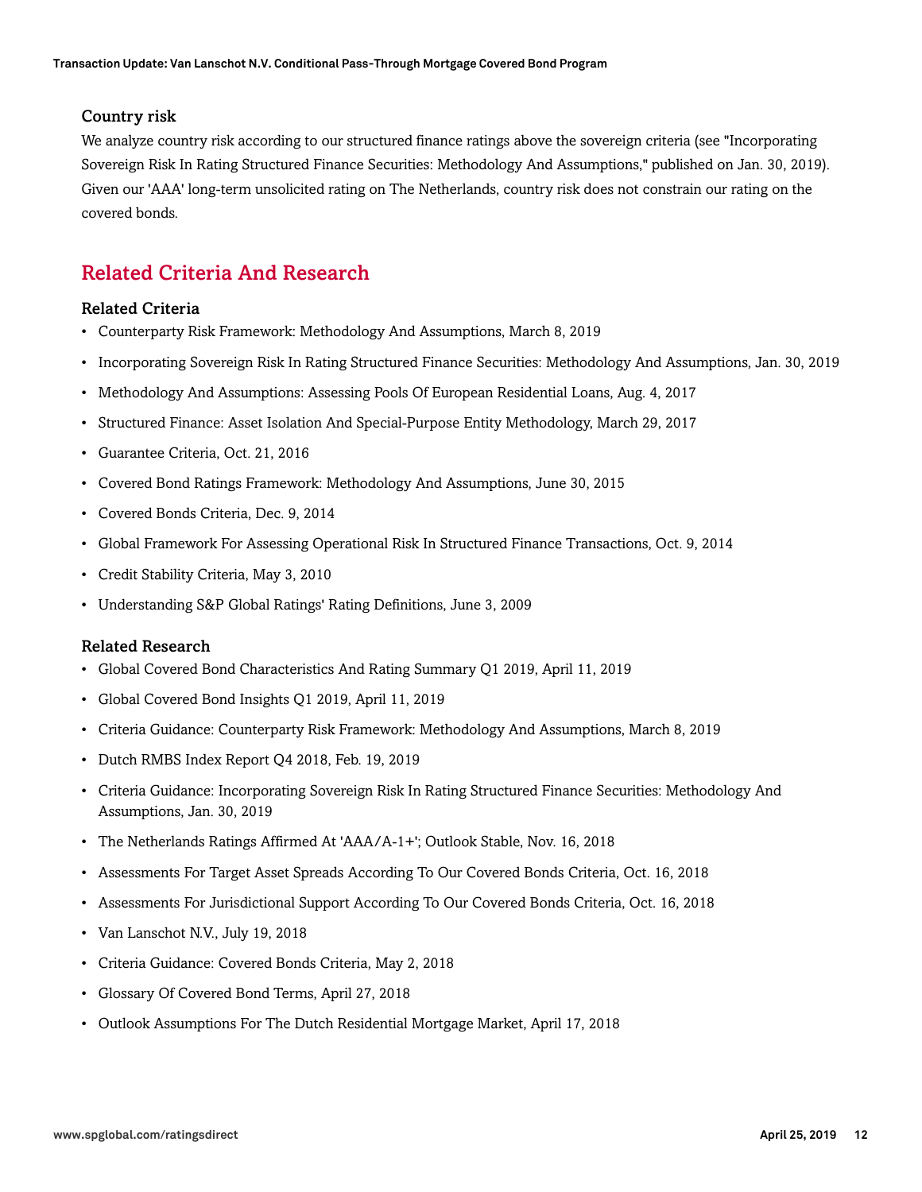### Country risk

We analyze country risk according to our structured finance ratings above the sovereign criteria (see "Incorporating Sovereign Risk In Rating Structured Finance Securities: Methodology And Assumptions," published on Jan. 30, 2019). Given our 'AAA' long-term unsolicited rating on The Netherlands, country risk does not constrain our rating on the covered bonds.

## Related Criteria And Research

### Related Criteria

- Counterparty Risk Framework: Methodology And Assumptions, March 8, 2019
- Incorporating Sovereign Risk In Rating Structured Finance Securities: Methodology And Assumptions, Jan. 30, 2019
- Methodology And Assumptions: Assessing Pools Of European Residential Loans, Aug. 4, 2017
- Structured Finance: Asset Isolation And Special-Purpose Entity Methodology, March 29, 2017
- Guarantee Criteria, Oct. 21, 2016
- Covered Bond Ratings Framework: Methodology And Assumptions, June 30, 2015
- Covered Bonds Criteria, Dec. 9, 2014
- Global Framework For Assessing Operational Risk In Structured Finance Transactions, Oct. 9, 2014
- Credit Stability Criteria, May 3, 2010
- Understanding S&P Global Ratings' Rating Definitions, June 3, 2009

### Related Research

- Global Covered Bond Characteristics And Rating Summary Q1 2019, April 11, 2019
- Global Covered Bond Insights Q1 2019, April 11, 2019
- Criteria Guidance: Counterparty Risk Framework: Methodology And Assumptions, March 8, 2019
- Dutch RMBS Index Report Q4 2018, Feb. 19, 2019
- Criteria Guidance: Incorporating Sovereign Risk In Rating Structured Finance Securities: Methodology And Assumptions, Jan. 30, 2019
- The Netherlands Ratings Affirmed At 'AAA/A-1+'; Outlook Stable, Nov. 16, 2018
- Assessments For Target Asset Spreads According To Our Covered Bonds Criteria, Oct. 16, 2018
- Assessments For Jurisdictional Support According To Our Covered Bonds Criteria, Oct. 16, 2018
- Van Lanschot N.V., July 19, 2018
- Criteria Guidance: Covered Bonds Criteria, May 2, 2018
- Glossary Of Covered Bond Terms, April 27, 2018
- Outlook Assumptions For The Dutch Residential Mortgage Market, April 17, 2018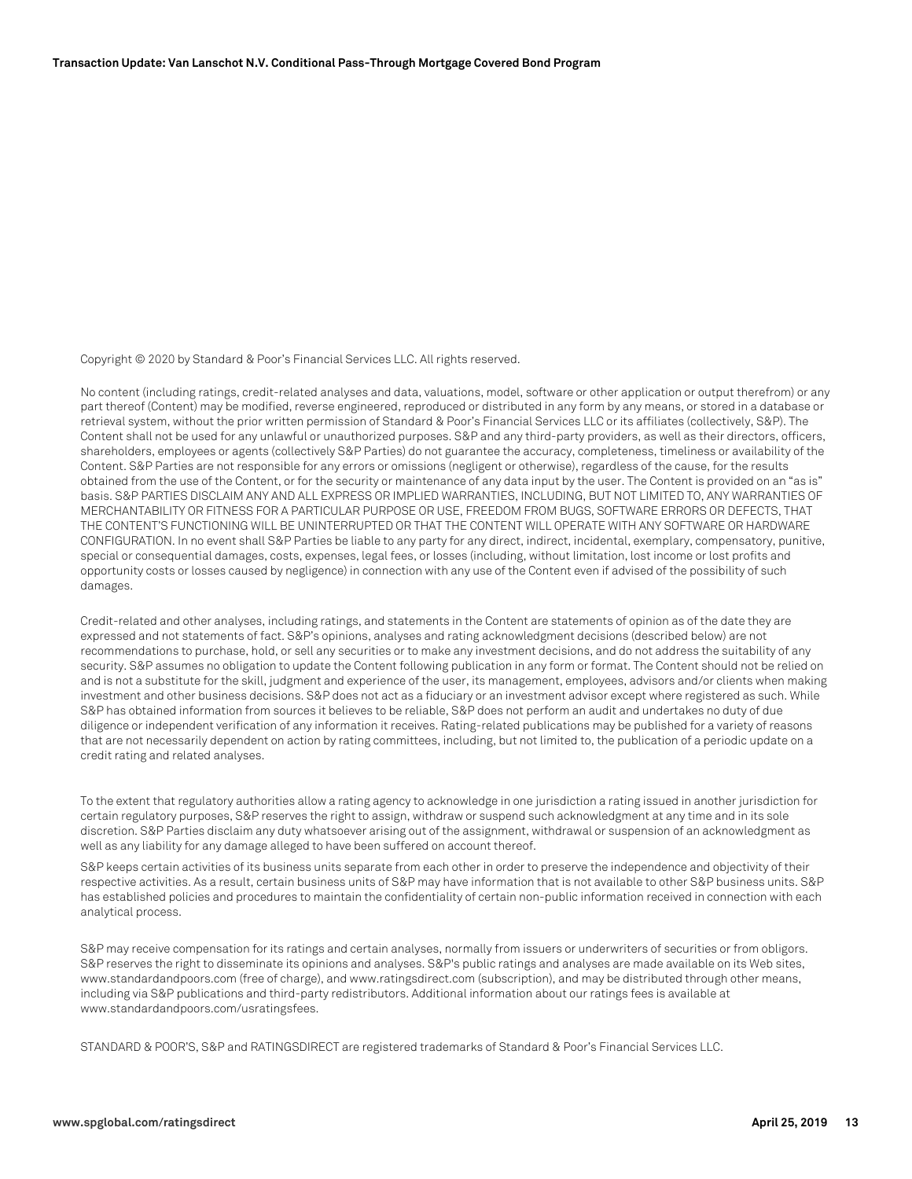Copyright © 2020 by Standard & Poor's Financial Services LLC. All rights reserved.

No content (including ratings, credit-related analyses and data, valuations, model, software or other application or output therefrom) or any part thereof (Content) may be modified, reverse engineered, reproduced or distributed in any form by any means, or stored in a database or retrieval system, without the prior written permission of Standard & Poor's Financial Services LLC or its affiliates (collectively, S&P). The Content shall not be used for any unlawful or unauthorized purposes. S&P and any third-party providers, as well as their directors, officers, shareholders, employees or agents (collectively S&P Parties) do not guarantee the accuracy, completeness, timeliness or availability of the Content. S&P Parties are not responsible for any errors or omissions (negligent or otherwise), regardless of the cause, for the results obtained from the use of the Content, or for the security or maintenance of any data input by the user. The Content is provided on an "as is" basis. S&P PARTIES DISCLAIM ANY AND ALL EXPRESS OR IMPLIED WARRANTIES, INCLUDING, BUT NOT LIMITED TO, ANY WARRANTIES OF MERCHANTABILITY OR FITNESS FOR A PARTICULAR PURPOSE OR USE, FREEDOM FROM BUGS, SOFTWARE ERRORS OR DEFECTS, THAT THE CONTENT'S FUNCTIONING WILL BE UNINTERRUPTED OR THAT THE CONTENT WILL OPERATE WITH ANY SOFTWARE OR HARDWARE CONFIGURATION. In no event shall S&P Parties be liable to any party for any direct, indirect, incidental, exemplary, compensatory, punitive, special or consequential damages, costs, expenses, legal fees, or losses (including, without limitation, lost income or lost profits and opportunity costs or losses caused by negligence) in connection with any use of the Content even if advised of the possibility of such damages.

Credit-related and other analyses, including ratings, and statements in the Content are statements of opinion as of the date they are expressed and not statements of fact. S&P's opinions, analyses and rating acknowledgment decisions (described below) are not recommendations to purchase, hold, or sell any securities or to make any investment decisions, and do not address the suitability of any security. S&P assumes no obligation to update the Content following publication in any form or format. The Content should not be relied on and is not a substitute for the skill, judgment and experience of the user, its management, employees, advisors and/or clients when making investment and other business decisions. S&P does not act as a fiduciary or an investment advisor except where registered as such. While S&P has obtained information from sources it believes to be reliable, S&P does not perform an audit and undertakes no duty of due diligence or independent verification of any information it receives. Rating-related publications may be published for a variety of reasons that are not necessarily dependent on action by rating committees, including, but not limited to, the publication of a periodic update on a credit rating and related analyses.

To the extent that regulatory authorities allow a rating agency to acknowledge in one jurisdiction a rating issued in another jurisdiction for certain regulatory purposes, S&P reserves the right to assign, withdraw or suspend such acknowledgment at any time and in its sole discretion. S&P Parties disclaim any duty whatsoever arising out of the assignment, withdrawal or suspension of an acknowledgment as well as any liability for any damage alleged to have been suffered on account thereof.

S&P keeps certain activities of its business units separate from each other in order to preserve the independence and objectivity of their respective activities. As a result, certain business units of S&P may have information that is not available to other S&P business units. S&P has established policies and procedures to maintain the confidentiality of certain non-public information received in connection with each analytical process.

S&P may receive compensation for its ratings and certain analyses, normally from issuers or underwriters of securities or from obligors. S&P reserves the right to disseminate its opinions and analyses. S&P's public ratings and analyses are made available on its Web sites, www.standardandpoors.com (free of charge), and www.ratingsdirect.com (subscription), and may be distributed through other means, including via S&P publications and third-party redistributors. Additional information about our ratings fees is available at www.standardandpoors.com/usratingsfees.

STANDARD & POOR'S, S&P and RATINGSDIRECT are registered trademarks of Standard & Poor's Financial Services LLC.